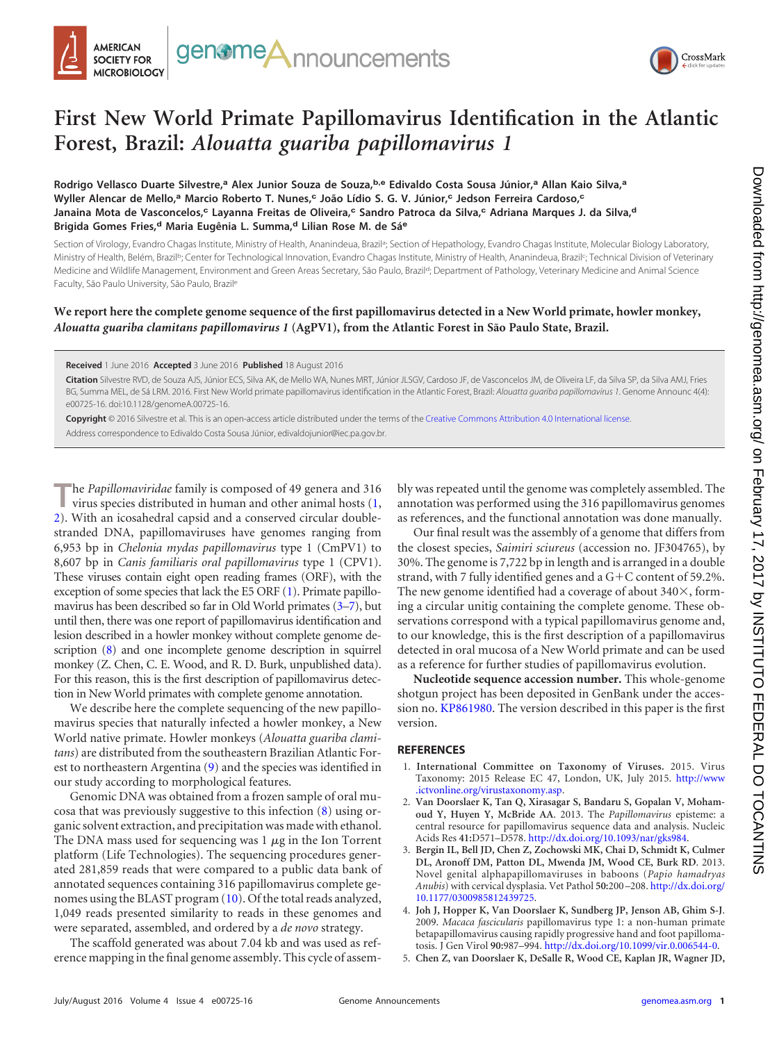# First New World Primate Papillomavirus Identification in the Atlantic Forest, Brazil: *Alouatta guariba papillomavirus 1*

**Rodrigo Vellasco Duarte Silvestre,[a] Alex Junior Souza de Souza,[b,e] Edivaldo Costa Sousa Júnior,[a] Allan Kaio Silva,[a] Wyller Alencar de Mello,[a] Marcio Roberto T. Nunes,[c] João Lídio S. G. V. Júnior,[c] Jedson Ferreira Cardoso,[c] Janaina Mota de Vasconcelos,[c] Layanna Freitas de Oliveira,[c] Sandro Patroca da Silva,[c] Adriana Marques J. da Silva,[d] Brigida Gomes Fries,[d] Maria Eugênia L. Summa,[d] Lilian Rose M. de Sá[e]**

Section of Virology, Evandro Chagas Institute, Ministry of Health, Ananindeua, Brazil[a]; Section of Hepathology, Evandro Chagas Institute, Molecular Biology Laboratory, Ministry of Health, Belém, Brazil[b]; Center for Technological Innovation, Evandro Chagas Institute, Ministry of Health, Ananindeua, Brazil[c]; Technical Division of Veterinary Medicine and Wildlife Management, Environment and Green Areas Secretary, São Paulo, Brazil[d]; Department of Pathology, Veterinary Medicine and Animal Science Faculty, São Paulo University, São Paulo, Brazil[e]

**We report here the complete genome sequence of the first papillomavirus detected in a New World primate, howler monkey, *Alouatta guariba clamitans papillomavirus 1* (AgPV1), from the Atlantic Forest in São Paulo State, Brazil.**

**Received** 1 June 2016 **Accepted** 3 June 2016 **Published** 18 August 2016

**Citation** Silvestre RVD, de Souza AJS, Júnior ECS, Silva AK, de Mello WA, Nunes MRT, Júnior JLSGV, Cardoso JF, de Vasconcelos JM, de Oliveira LF, da Silva SP, da Silva AMJ, Fries BG, Summa MEL, de Sá LRM. 2016. First New World primate papillomavirus identification in the Atlantic Forest, Brazil: *Alouatta guariba papillomavirus 1*. Genome Announc 4(4):e00725-16. doi:10.1128/genomeA.00725-16.

**Copyright** © 2016 Silvestre et al. This is an open-access article distributed under the terms of the Creative Commons Attribution 4.0 International license.

Address correspondence to Edivaldo Costa Sousa Júnior, edivaldojunior@iec.pa.gov.br.

The *Papillomaviridae* family is composed of 49 genera and 316 virus species distributed in human and other animal hosts (1, 2). With an icosahedral capsid and a conserved circular double-stranded DNA, papillomaviruses have genomes ranging from 6,953 bp in *Chelonia mydas papillomavirus* type 1 (CmPV1) to 8,607 bp in *Canis familiaris oral papillomavirus* type 1 (CPV1). These viruses contain eight open reading frames (ORF), with the exception of some species that lack the E5 ORF (1). Primate papillomavirus has been described so far in Old World primates (3–7), but until then, there was one report of papillomavirus identification and lesion described in a howler monkey without complete genome description (8) and one incomplete genome description in squirrel monkey (Z. Chen, C. E. Wood, and R. D. Burk, unpublished data). For this reason, this is the first description of papillomavirus detection in New World primates with complete genome annotation.

We describe here the complete sequencing of the new papillomavirus species that naturally infected a howler monkey, a New World native primate. Howler monkeys (*Alouatta guariba clamitans*) are distributed from the southeastern Brazilian Atlantic Forest to northeastern Argentina (9) and the species was identified in our study according to morphological features.

Genomic DNA was obtained from a frozen sample of oral mucosa that was previously suggestive to this infection (8) using organic solvent extraction, and precipitation was made with ethanol. The DNA mass used for sequencing was 1 μg in the Ion Torrent platform (Life Technologies). The sequencing procedures generated 281,859 reads that were compared to a public data bank of annotated sequences containing 316 papillomavirus complete genomes using the BLAST program (10). Of the total reads analyzed, 1,049 reads presented similarity to reads in these genomes and were separated, assembled, and ordered by a *de novo* strategy.

The scaffold generated was about 7.04 kb and was used as reference mapping in the final genome assembly. This cycle of assembly was repeated until the genome was completely assembled. The annotation was performed using the 316 papillomavirus genomes as references, and the functional annotation was done manually.

Our final result was the assembly of a genome that differs from the closest species, *Saimiri sciureus* (accession no. JF304765), by 30%. The genome is 7,722 bp in length and is arranged in a double strand, with 7 fully identified genes and a G+C content of 59.2%. The new genome identified had a coverage of about 340×, forming a circular unitig containing the complete genome. These observations correspond with a typical papillomavirus genome and, to our knowledge, this is the first description of a papillomavirus detected in oral mucosa of a New World primate and can be used as a reference for further studies of papillomavirus evolution.

**Nucleotide sequence accession number.** This whole-genome shotgun project has been deposited in GenBank under the accession no. KP861980. The version described in this paper is the first version.

## REFERENCES

1. **International Committee on Taxonomy of Viruses.** 2015. Virus Taxonomy: 2015 Release EC 47, London, UK, July 2015. http://www.ictvonline.org/virustaxonomy.asp.
2. **Van Doorslaer K, Tan Q, Xirasagar S, Bandaru S, Gopalan V, Mohamoud Y, Huyen Y, McBride AA.** 2013. The *Papillomavirus* episteme: a central resource for papillomavirus sequence data and analysis. Nucleic Acids Res **41:**D571–D578. http://dx.doi.org/10.1093/nar/gks984.
3. **Bergin IL, Bell JD, Chen Z, Zochowski MK, Chai D, Schmidt K, Culmer DL, Aronoff DM, Patton DL, Mwenda JM, Wood CE, Burk RD.** 2013. Novel genital alphapapillomaviruses in baboons (*Papio hamadryas Anubis*) with cervical dysplasia. Vet Pathol **50:**200–208. http://dx.doi.org/10.1177/0300985812439725.
4. **Joh J, Hopper K, Van Doorslaer K, Sundberg JP, Jenson AB, Ghim S-J.** 2009. *Macaca fascicularis* papillomavirus type 1: a non-human primate betapapillomavirus causing rapidly progressive hand and foot papillomatosis. J Gen Virol **90:**987–994. http://dx.doi.org/10.1099/vir.0.006544-0.
5. **Chen Z, van Doorslaer K, DeSalle R, Wood CE, Kaplan JR, Wagner JD,**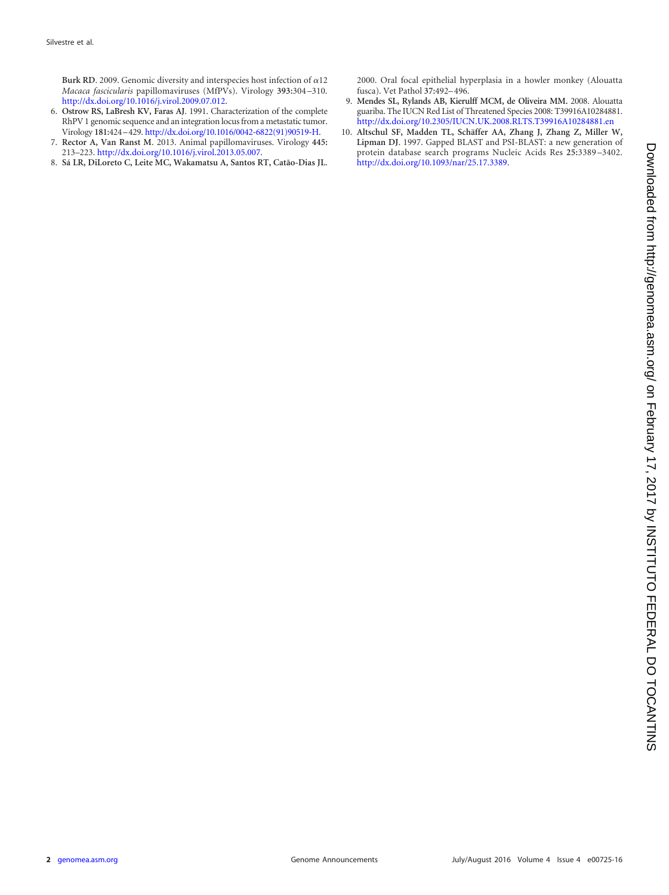**Burk RD**. 2009. Genomic diversity and interspecies host infection of $\alpha$12 *Macaca fascicularis* papillomaviruses (MfPVs). Virology **393:**304–310. http://dx.doi.org/10.1016/j.virol.2009.07.012.

6. **Ostrow RS, LaBresh KV, Faras AJ**. 1991. Characterization of the complete RhPV 1 genomic sequence and an integration locus from a metastatic tumor. Virology **181:**424–429. http://dx.doi.org/10.1016/0042-6822(91)90519-H.
7. **Rector A, Van Ranst M**. 2013. Animal papillomaviruses. Virology **445:** 213–223. http://dx.doi.org/10.1016/j.virol.2013.05.007.
8. **Sá LR, DiLoreto C, Leite MC, Wakamatsu A, Santos RT, Catão-Dias JL**. 2000. Oral focal epithelial hyperplasia in a howler monkey (Alouatta fusca). Vet Pathol **37:**492–496.
9. **Mendes SL, Rylands AB, Kierulff MCM, de Oliveira MM.** 2008. Alouatta guariba. The IUCN Red List of Threatened Species 2008: T39916A10284881. http://dx.doi.org/10.2305/IUCN.UK.2008.RLTS.T39916A10284881.en
10. **Altschul SF, Madden TL, Schäffer AA, Zhang J, Zhang Z, Miller W, Lipman DJ**. 1997. Gapped BLAST and PSI-BLAST: a new generation of protein database search programs Nucleic Acids Res **25:**3389–3402. http://dx.doi.org/10.1093/nar/25.17.3389.